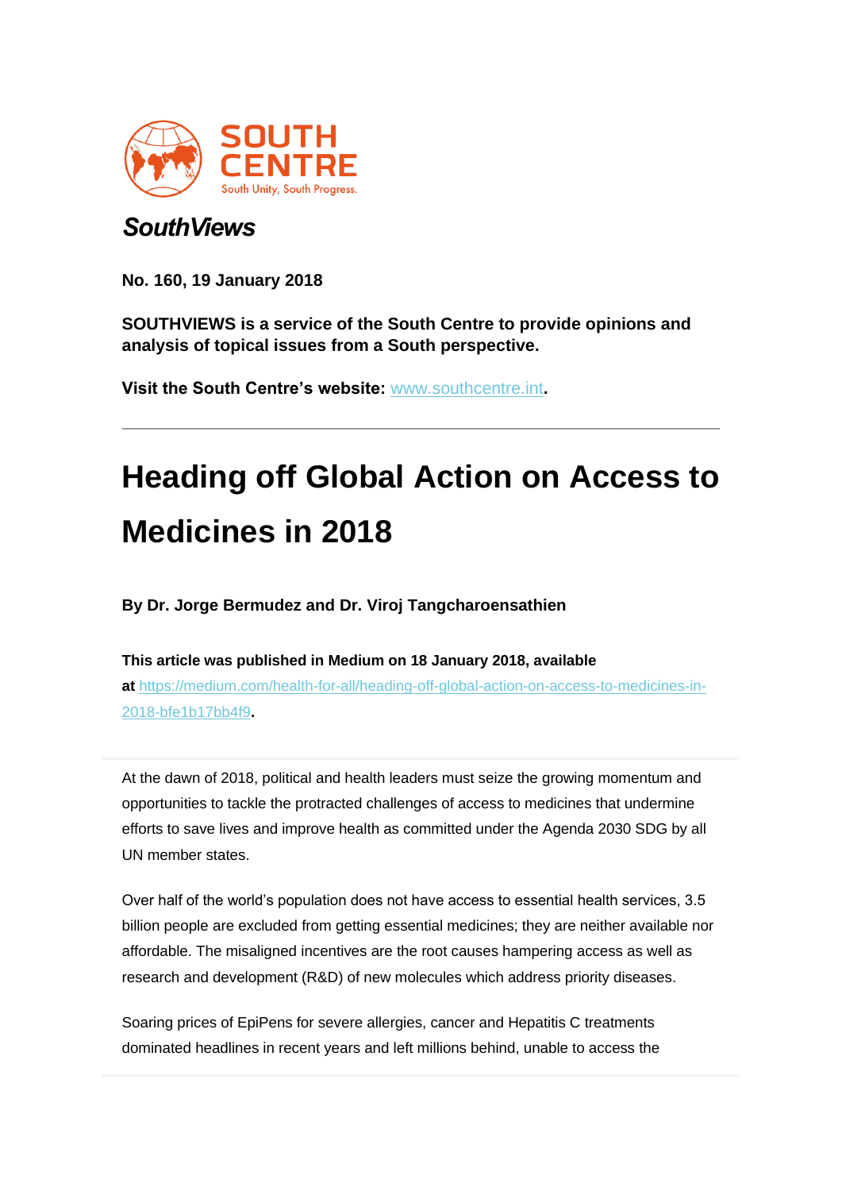SOUTH CENTRE

South Unity, South Progress.

***SouthViews***

**No. 160, 19 January 2018**

**SOUTHVIEWS is a service of the South Centre to provide opinions and analysis of topical issues from a South perspective.**

**Visit the South Centre's website:** [www.southcentre.int](www.southcentre.int)**.**

---

# Heading off Global Action on Access to Medicines in 2018

**By Dr. Jorge Bermudez and Dr. Viroj Tangcharoensathien**

**This article was published in Medium on 18 January 2018, available at** [https://medium.com/health-for-all/heading-off-global-action-on-access-to-medicines-in-2018-bfe1b17bb4f9](https://medium.com/health-for-all/heading-off-global-action-on-access-to-medicines-in-2018-bfe1b17bb4f9)**.**

---

At the dawn of 2018, political and health leaders must seize the growing momentum and opportunities to tackle the protracted challenges of access to medicines that undermine efforts to save lives and improve health as committed under the Agenda 2030 SDG by all UN member states.

Over half of the world's population does not have access to essential health services, 3.5 billion people are excluded from getting essential medicines; they are neither available nor affordable. The misaligned incentives are the root causes hampering access as well as research and development (R&D) of new molecules which address priority diseases.

Soaring prices of EpiPens for severe allergies, cancer and Hepatitis C treatments dominated headlines in recent years and left millions behind, unable to access the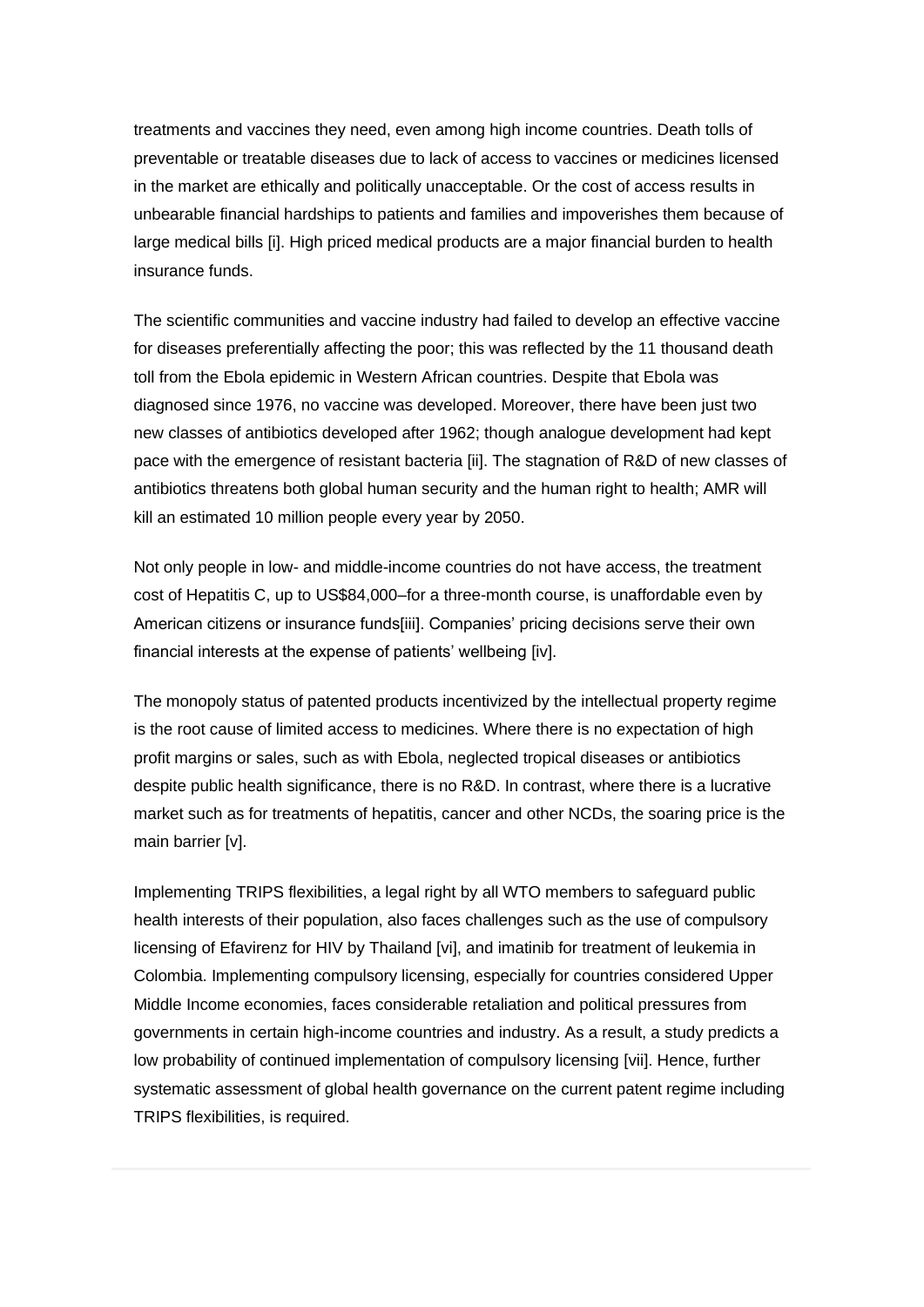treatments and vaccines they need, even among high income countries. Death tolls of preventable or treatable diseases due to lack of access to vaccines or medicines licensed in the market are ethically and politically unacceptable. Or the cost of access results in unbearable financial hardships to patients and families and impoverishes them because of large medical bills [i]. High priced medical products are a major financial burden to health insurance funds.

The scientific communities and vaccine industry had failed to develop an effective vaccine for diseases preferentially affecting the poor; this was reflected by the 11 thousand death toll from the Ebola epidemic in Western African countries. Despite that Ebola was diagnosed since 1976, no vaccine was developed. Moreover, there have been just two new classes of antibiotics developed after 1962; though analogue development had kept pace with the emergence of resistant bacteria [ii]. The stagnation of R&D of new classes of antibiotics threatens both global human security and the human right to health; AMR will kill an estimated 10 million people every year by 2050.

Not only people in low- and middle-income countries do not have access, the treatment cost of Hepatitis C, up to US$84,000–for a three-month course, is unaffordable even by American citizens or insurance funds[iii]. Companies' pricing decisions serve their own financial interests at the expense of patients' wellbeing [iv].

The monopoly status of patented products incentivized by the intellectual property regime is the root cause of limited access to medicines. Where there is no expectation of high profit margins or sales, such as with Ebola, neglected tropical diseases or antibiotics despite public health significance, there is no R&D. In contrast, where there is a lucrative market such as for treatments of hepatitis, cancer and other NCDs, the soaring price is the main barrier [v].

Implementing TRIPS flexibilities, a legal right by all WTO members to safeguard public health interests of their population, also faces challenges such as the use of compulsory licensing of Efavirenz for HIV by Thailand [vi], and imatinib for treatment of leukemia in Colombia. Implementing compulsory licensing, especially for countries considered Upper Middle Income economies, faces considerable retaliation and political pressures from governments in certain high-income countries and industry. As a result, a study predicts a low probability of continued implementation of compulsory licensing [vii]. Hence, further systematic assessment of global health governance on the current patent regime including TRIPS flexibilities, is required.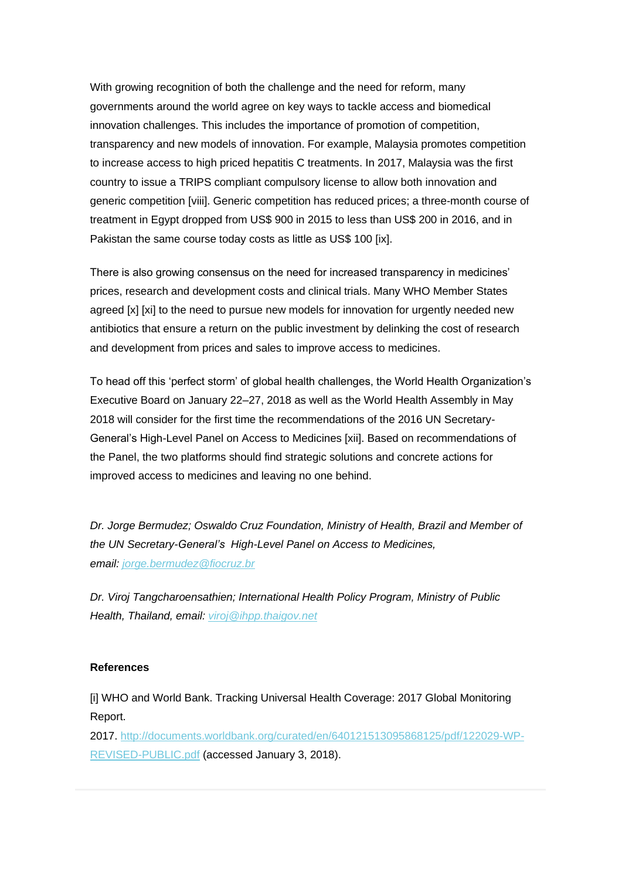With growing recognition of both the challenge and the need for reform, many governments around the world agree on key ways to tackle access and biomedical innovation challenges. This includes the importance of promotion of competition, transparency and new models of innovation. For example, Malaysia promotes competition to increase access to high priced hepatitis C treatments. In 2017, Malaysia was the first country to issue a TRIPS compliant compulsory license to allow both innovation and generic competition [viii]. Generic competition has reduced prices; a three-month course of treatment in Egypt dropped from US$ 900 in 2015 to less than US$ 200 in 2016, and in Pakistan the same course today costs as little as US$ 100 [ix].

There is also growing consensus on the need for increased transparency in medicines' prices, research and development costs and clinical trials. Many WHO Member States agreed [x] [xi] to the need to pursue new models for innovation for urgently needed new antibiotics that ensure a return on the public investment by delinking the cost of research and development from prices and sales to improve access to medicines.

To head off this 'perfect storm' of global health challenges, the World Health Organization's Executive Board on January 22–27, 2018 as well as the World Health Assembly in May 2018 will consider for the first time the recommendations of the 2016 UN Secretary-General's High-Level Panel on Access to Medicines [xii]. Based on recommendations of the Panel, the two platforms should find strategic solutions and concrete actions for improved access to medicines and leaving no one behind.

*Dr. Jorge Bermudez; Oswaldo Cruz Foundation, Ministry of Health, Brazil and Member of the UN Secretary-General's High-Level Panel on Access to Medicines, email: [jorge.bermudez@fiocruz.br](mailto:jorge.bermudez@fiocruz.br)*

*Dr. Viroj Tangcharoensathien; International Health Policy Program, Ministry of Public Health, Thailand, email: [viroj@ihpp.thaigov.net](mailto:viroj@ihpp.thaigov.net)*

**References**

[i] WHO and World Bank. Tracking Universal Health Coverage: 2017 Global Monitoring Report. 2017. [http://documents.worldbank.org/curated/en/640121513095868125/pdf/122029-WP-REVISED-PUBLIC.pdf](http://documents.worldbank.org/curated/en/640121513095868125/pdf/122029-WP-REVISED-PUBLIC.pdf) (accessed January 3, 2018).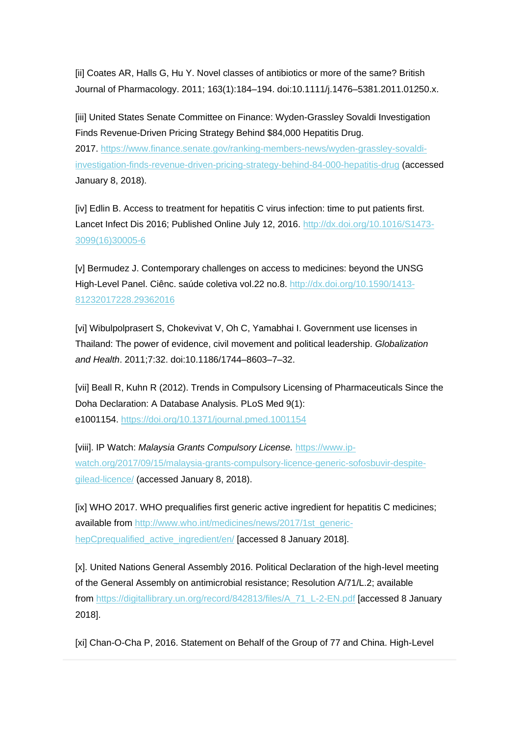[ii] Coates AR, Halls G, Hu Y. Novel classes of antibiotics or more of the same? British Journal of Pharmacology. 2011; 163(1):184–194. doi:10.1111/j.1476–5381.2011.01250.x.

[iii] United States Senate Committee on Finance: Wyden-Grassley Sovaldi Investigation Finds Revenue-Driven Pricing Strategy Behind $84,000 Hepatitis Drug. 2017. https://www.finance.senate.gov/ranking-members-news/wyden-grassley-sovaldi-investigation-finds-revenue-driven-pricing-strategy-behind-84-000-hepatitis-drug (accessed January 8, 2018).

[iv] Edlin B. Access to treatment for hepatitis C virus infection: time to put patients first. Lancet Infect Dis 2016; Published Online July 12, 2016. http://dx.doi.org/10.1016/S1473-3099(16)30005-6

[v] Bermudez J. Contemporary challenges on access to medicines: beyond the UNSG High-Level Panel. Ciênc. saúde coletiva vol.22 no.8. http://dx.doi.org/10.1590/1413-81232017228.29362016

[vi] Wibulpolprasert S, Chokevivat V, Oh C, Yamabhai I. Government use licenses in Thailand: The power of evidence, civil movement and political leadership. *Globalization and Health*. 2011;7:32. doi:10.1186/1744–8603–7–32.

[vii] Beall R, Kuhn R (2012). Trends in Compulsory Licensing of Pharmaceuticals Since the Doha Declaration: A Database Analysis. PLoS Med 9(1): e1001154. https://doi.org/10.1371/journal.pmed.1001154

[viii]. IP Watch: *Malaysia Grants Compulsory License.* https://www.ip-watch.org/2017/09/15/malaysia-grants-compulsory-licence-generic-sofosbuvir-despite-gilead-licence/ (accessed January 8, 2018).

[ix] WHO 2017. WHO prequalifies first generic active ingredient for hepatitis C medicines; available from http://www.who.int/medicines/news/2017/1st_generic-hepCprequalified_active_ingredient/en/ [accessed 8 January 2018].

[x]. United Nations General Assembly 2016. Political Declaration of the high-level meeting of the General Assembly on antimicrobial resistance; Resolution A/71/L.2; available from https://digitallibrary.un.org/record/842813/files/A_71_L-2-EN.pdf [accessed 8 January 2018].

[xi] Chan-O-Cha P, 2016. Statement on Behalf of the Group of 77 and China. High-Level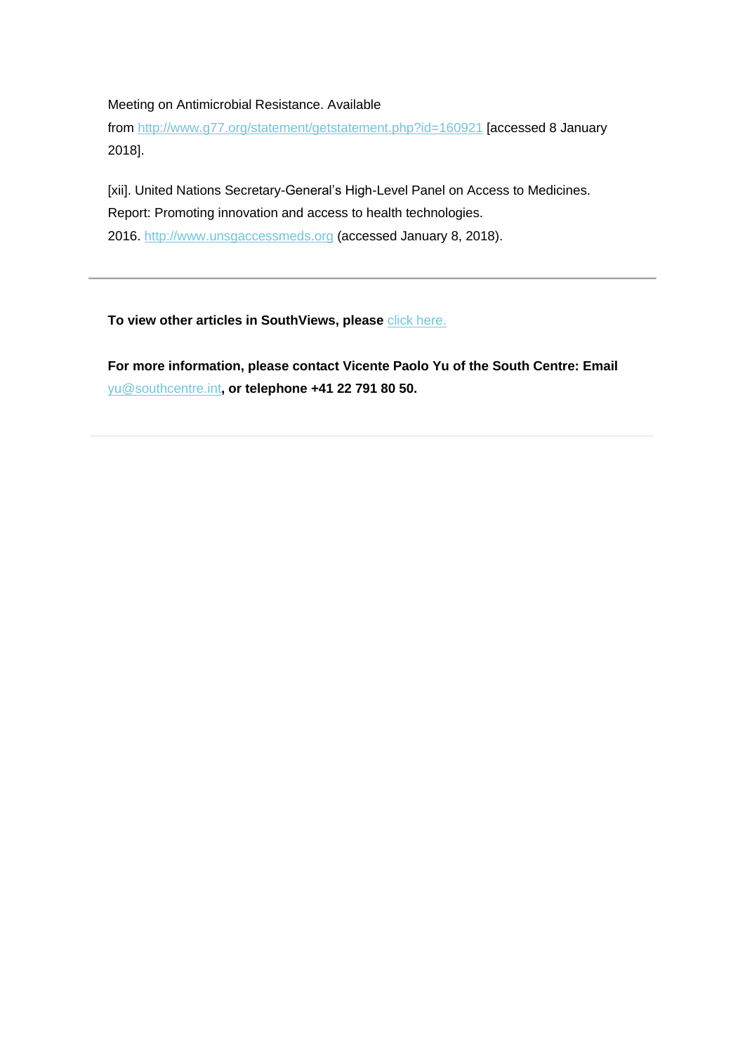Meeting on Antimicrobial Resistance. Available from http://www.g77.org/statement/getstatement.php?id=160921 [accessed 8 January 2018].

[xii]. United Nations Secretary-General's High-Level Panel on Access to Medicines. Report: Promoting innovation and access to health technologies. 2016. http://www.unsgaccessmeds.org (accessed January 8, 2018).

---

**To view other articles in SouthViews, please** click here.

**For more information, please contact Vicente Paolo Yu of the South Centre: Email** yu@southcentre.int**, or telephone +41 22 791 80 50.**